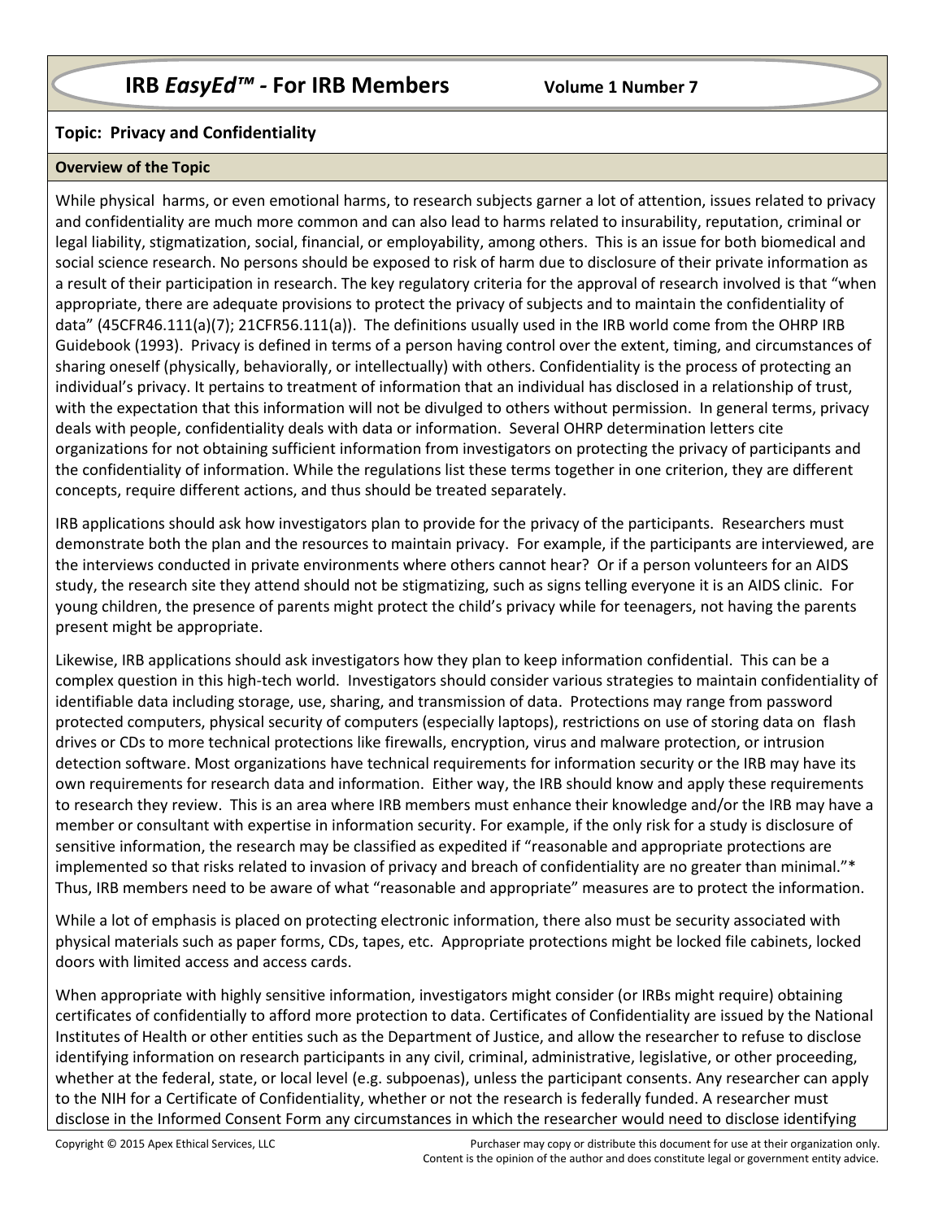# IRB *EasyEd™* - For IRB Members Volume 1 Number 7

## Topic: Privacy and Confidentiality

### Overview of the Topic

While physical harms, or even emotional harms, to research subjects garner a lot of attention, issues related to privacy and confidentiality are much more common and can also lead to harms related to insurability, reputation, criminal or legal liability, stigmatization, social, financial, or employability, among others. This is an issue for both biomedical and social science research. No persons should be exposed to risk of harm due to disclosure of their private information as a result of their participation in research. The key regulatory criteria for the approval of research involved is that "when appropriate, there are adequate provisions to protect the privacy of subjects and to maintain the confidentiality of data" (45CFR46.111(a)(7); 21CFR56.111(a)). The definitions usually used in the IRB world come from the OHRP IRB Guidebook (1993). Privacy is defined in terms of a person having control over the extent, timing, and circumstances of sharing oneself (physically, behaviorally, or intellectually) with others. Confidentiality is the process of protecting an individual's privacy. It pertains to treatment of information that an individual has disclosed in a relationship of trust, with the expectation that this information will not be divulged to others without permission. In general terms, privacy deals with people, confidentiality deals with data or information. Several OHRP determination letters cite organizations for not obtaining sufficient information from investigators on protecting the privacy of participants and the confidentiality of information. While the regulations list these terms together in one criterion, they are different concepts, require different actions, and thus should be treated separately.

IRB applications should ask how investigators plan to provide for the privacy of the participants. Researchers must demonstrate both the plan and the resources to maintain privacy. For example, if the participants are interviewed, are the interviews conducted in private environments where others cannot hear? Or if a person volunteers for an AIDS study, the research site they attend should not be stigmatizing, such as signs telling everyone it is an AIDS clinic. For young children, the presence of parents might protect the child's privacy while for teenagers, not having the parents present might be appropriate.

Likewise, IRB applications should ask investigators how they plan to keep information confidential. This can be a complex question in this high-tech world. Investigators should consider various strategies to maintain confidentiality of identifiable data including storage, use, sharing, and transmission of data. Protections may range from password protected computers, physical security of computers (especially laptops), restrictions on use of storing data on flash drives or CDs to more technical protections like firewalls, encryption, virus and malware protection, or intrusion detection software. Most organizations have technical requirements for information security or the IRB may have its own requirements for research data and information. Either way, the IRB should know and apply these requirements to research they review. This is an area where IRB members must enhance their knowledge and/or the IRB may have a member or consultant with expertise in information security. For example, if the only risk for a study is disclosure of sensitive information, the research may be classified as expedited if "reasonable and appropriate protections are implemented so that risks related to invasion of privacy and breach of confidentiality are no greater than minimal."* Thus, IRB members need to be aware of what "reasonable and appropriate" measures are to protect the information.

While a lot of emphasis is placed on protecting electronic information, there also must be security associated with physical materials such as paper forms, CDs, tapes, etc. Appropriate protections might be locked file cabinets, locked doors with limited access and access cards.

When appropriate with highly sensitive information, investigators might consider (or IRBs might require) obtaining certificates of confidentially to afford more protection to data. Certificates of Confidentiality are issued by the National Institutes of Health or other entities such as the Department of Justice, and allow the researcher to refuse to disclose identifying information on research participants in any civil, criminal, administrative, legislative, or other proceeding, whether at the federal, state, or local level (e.g. subpoenas), unless the participant consents. Any researcher can apply to the NIH for a Certificate of Confidentiality, whether or not the research is federally funded. A researcher must disclose in the Informed Consent Form any circumstances in which the researcher would need to disclose identifying

Copyright © 2015 Apex Ethical Services, LLC

Purchaser may copy or distribute this document for use at their organization only. Content is the opinion of the author and does constitute legal or government entity advice.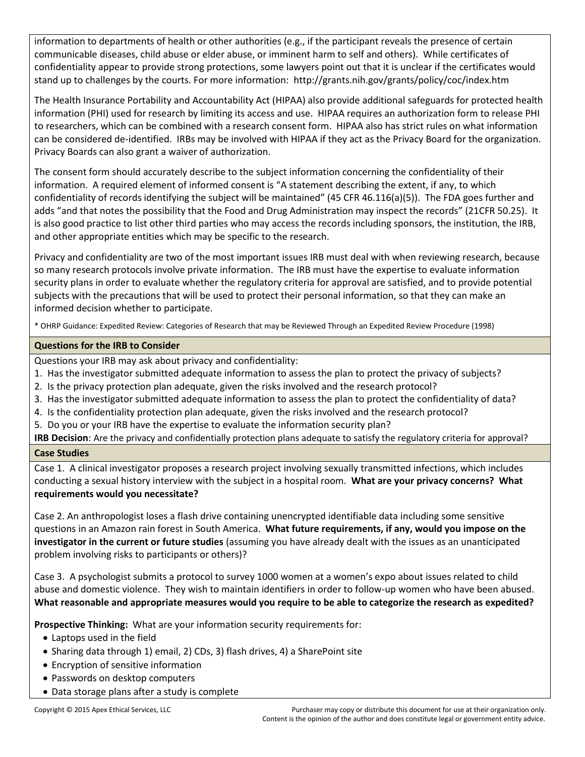information to departments of health or other authorities (e.g., if the participant reveals the presence of certain communicable diseases, child abuse or elder abuse, or imminent harm to self and others). While certificates of confidentiality appear to provide strong protections, some lawyers point out that it is unclear if the certificates would stand up to challenges by the courts. For more information: http://grants.nih.gov/grants/policy/coc/index.htm

The Health Insurance Portability and Accountability Act (HIPAA) also provide additional safeguards for protected health information (PHI) used for research by limiting its access and use. HIPAA requires an authorization form to release PHI to researchers, which can be combined with a research consent form. HIPAA also has strict rules on what information can be considered de-identified. IRBs may be involved with HIPAA if they act as the Privacy Board for the organization. Privacy Boards can also grant a waiver of authorization.

The consent form should accurately describe to the subject information concerning the confidentiality of their information. A required element of informed consent is "A statement describing the extent, if any, to which confidentiality of records identifying the subject will be maintained" (45 CFR 46.116(a)(5)). The FDA goes further and adds "and that notes the possibility that the Food and Drug Administration may inspect the records" (21CFR 50.25). It is also good practice to list other third parties who may access the records including sponsors, the institution, the IRB, and other appropriate entities which may be specific to the research.

Privacy and confidentiality are two of the most important issues IRB must deal with when reviewing research, because so many research protocols involve private information. The IRB must have the expertise to evaluate information security plans in order to evaluate whether the regulatory criteria for approval are satisfied, and to provide potential subjects with the precautions that will be used to protect their personal information, so that they can make an informed decision whether to participate.

* OHRP Guidance: Expedited Review: Categories of Research that may be Reviewed Through an Expedited Review Procedure (1998)

## Questions for the IRB to Consider

Questions your IRB may ask about privacy and confidentiality:

1. Has the investigator submitted adequate information to assess the plan to protect the privacy of subjects?
2. Is the privacy protection plan adequate, given the risks involved and the research protocol?
3. Has the investigator submitted adequate information to assess the plan to protect the confidentiality of data?
4. Is the confidentiality protection plan adequate, given the risks involved and the research protocol?
5. Do you or your IRB have the expertise to evaluate the information security plan?

**IRB Decision**: Are the privacy and confidentially protection plans adequate to satisfy the regulatory criteria for approval?

## Case Studies

Case 1. A clinical investigator proposes a research project involving sexually transmitted infections, which includes conducting a sexual history interview with the subject in a hospital room. **What are your privacy concerns? What requirements would you necessitate?**

Case 2. An anthropologist loses a flash drive containing unencrypted identifiable data including some sensitive questions in an Amazon rain forest in South America. **What future requirements, if any, would you impose on the investigator in the current or future studies** (assuming you have already dealt with the issues as an unanticipated problem involving risks to participants or others)?

Case 3. A psychologist submits a protocol to survey 1000 women at a women's expo about issues related to child abuse and domestic violence. They wish to maintain identifiers in order to follow-up women who have been abused. **What reasonable and appropriate measures would you require to be able to categorize the research as expedited?**

**Prospective Thinking:** What are your information security requirements for:

- Laptops used in the field
- Sharing data through 1) email, 2) CDs, 3) flash drives, 4) a SharePoint site
- Encryption of sensitive information
- Passwords on desktop computers
- Data storage plans after a study is complete

Copyright © 2015 Apex Ethical Services, LLC

Purchaser may copy or distribute this document for use at their organization only. Content is the opinion of the author and does constitute legal or government entity advice.